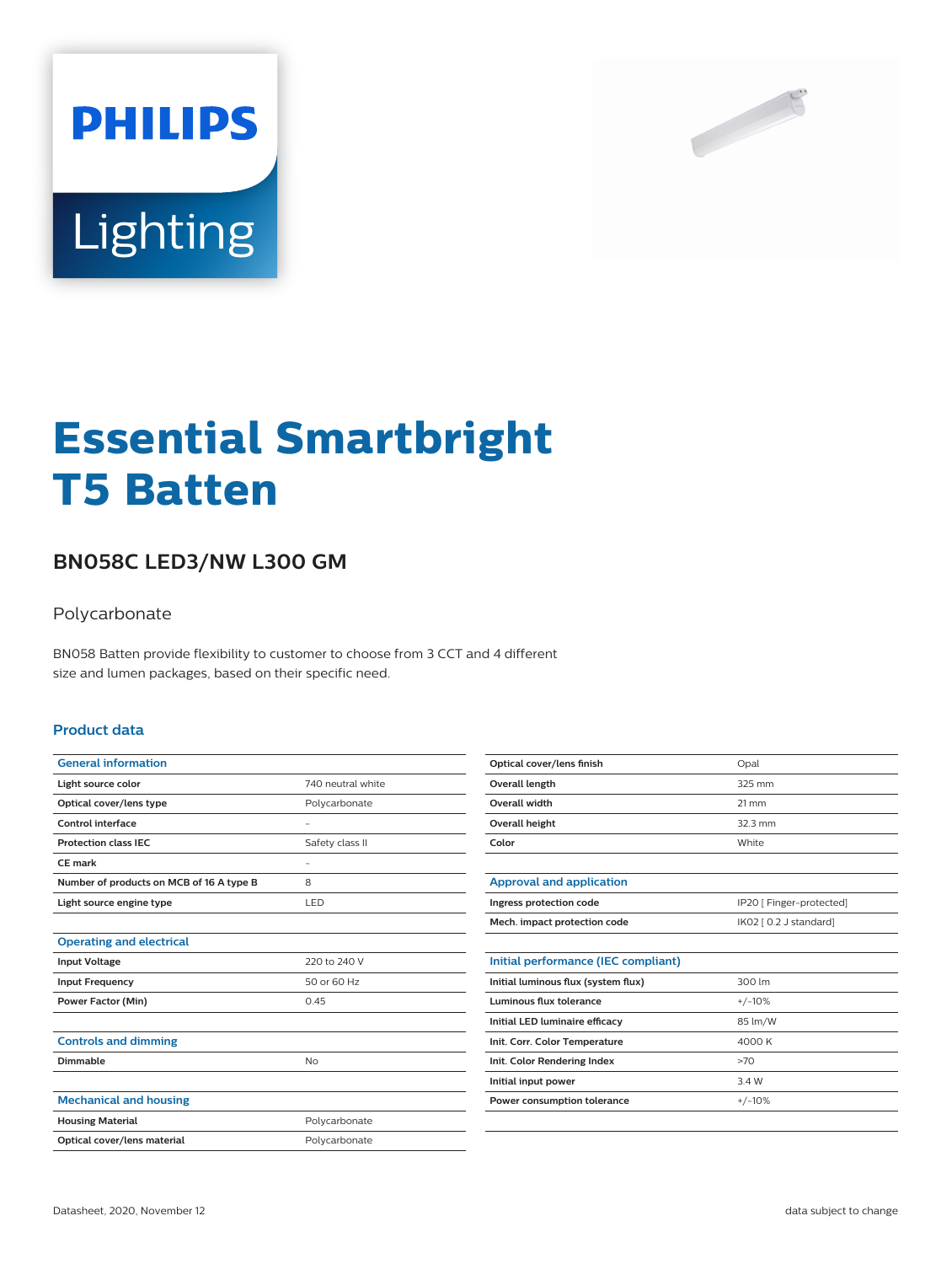# Essential Smartbright T5 Batten

## BN058C LED3/NW L300 GM

Polycarbonate

BN058 Batten provide flexibility to customer to choose from 3 CCT and 4 different size and lumen packages, based on their specific need.

### Product data

| General information | |
|---|---|
| Light source color | 740 neutral white |
| Optical cover/lens type | Polycarbonate |
| Control interface | - |
| Protection class IEC | Safety class II |
| CE mark | - |
| Number of products on MCB of 16 A type B | 8 |
| Light source engine type | LED |

| Operating and electrical | |
|---|---|
| Input Voltage | 220 to 240 V |
| Input Frequency | 50 or 60 Hz |
| Power Factor (Min) | 0.45 |

| Controls and dimming | |
|---|---|
| Dimmable | No |

| Mechanical and housing | |
|---|---|
| Housing Material | Polycarbonate |
| Optical cover/lens material | Polycarbonate |
| Optical cover/lens finish | Opal |
| Overall length | 325 mm |
| Overall width | 21 mm |
| Overall height | 32.3 mm |
| Color | White |

| Approval and application | |
|---|---|
| Ingress protection code | IP20 [ Finger-protected] |
| Mech. impact protection code | IK02 [ 0.2 J standard] |

| Initial performance (IEC compliant) | |
|---|---|
| Initial luminous flux (system flux) | 300 lm |
| Luminous flux tolerance | +/-10% |
| Initial LED luminaire efficacy | 85 lm/W |
| Init. Corr. Color Temperature | 4000 K |
| Init. Color Rendering Index | >70 |
| Initial input power | 3.4 W |
| Power consumption tolerance | +/-10% |

Datasheet, 2020, November 12

data subject to change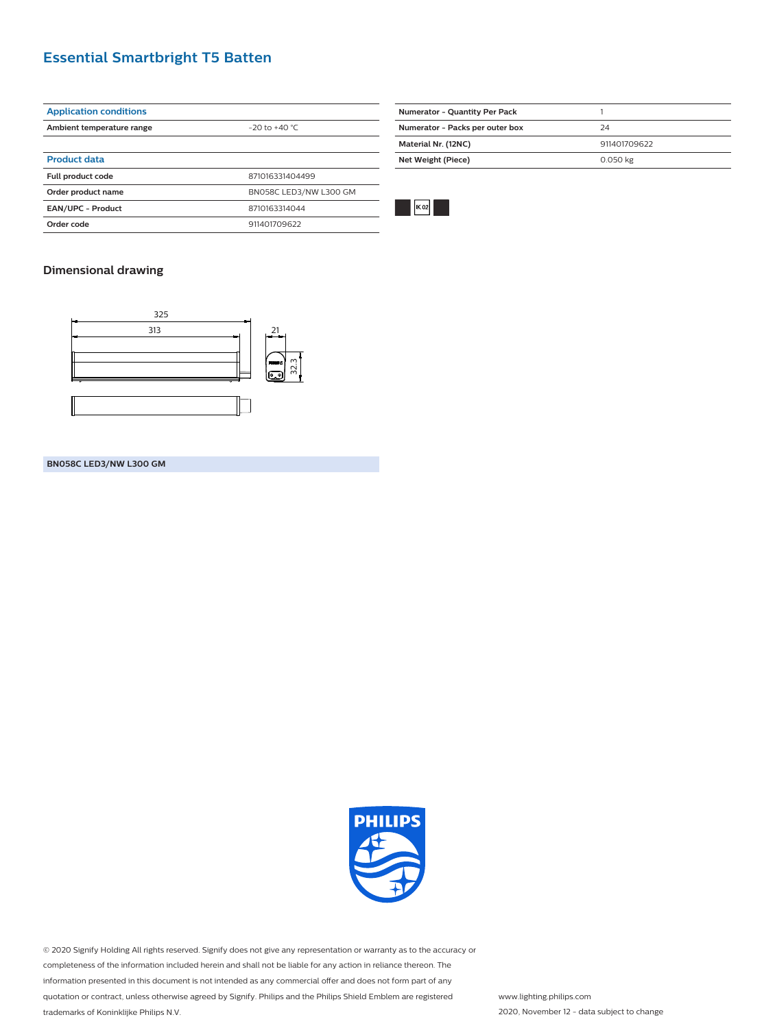## Essential Smartbright T5 Batten

| Application conditions | |
|---|---|
| Ambient temperature range | -20 to +40 °C |

| Product data | |
|---|---|
| Full product code | 871016331404499 |
| Order product name | BN058C LED3/NW L300 GM |
| EAN/UPC - Product | 8710163314044 |
| Order code | 911401709622 |

| | |
|---|---|
| Numerator - Quantity Per Pack | 1 |
| Numerator - Packs per outer box | 24 |
| Material Nr. (12NC) | 911401709622 |
| Net Weight (Piece) | 0.050 kg |

IK 02

### Dimensional drawing

325

313

21

32.3

**BN058C LED3/NW L300 GM**

© 2020 Signify Holding All rights reserved. Signify does not give any representation or warranty as to the accuracy or completeness of the information included herein and shall not be liable for any action in reliance thereon. The information presented in this document is not intended as any commercial offer and does not form part of any quotation or contract, unless otherwise agreed by Signify. Philips and the Philips Shield Emblem are registered trademarks of Koninklijke Philips N.V.

www.lighting.philips.com

2020, November 12 - data subject to change